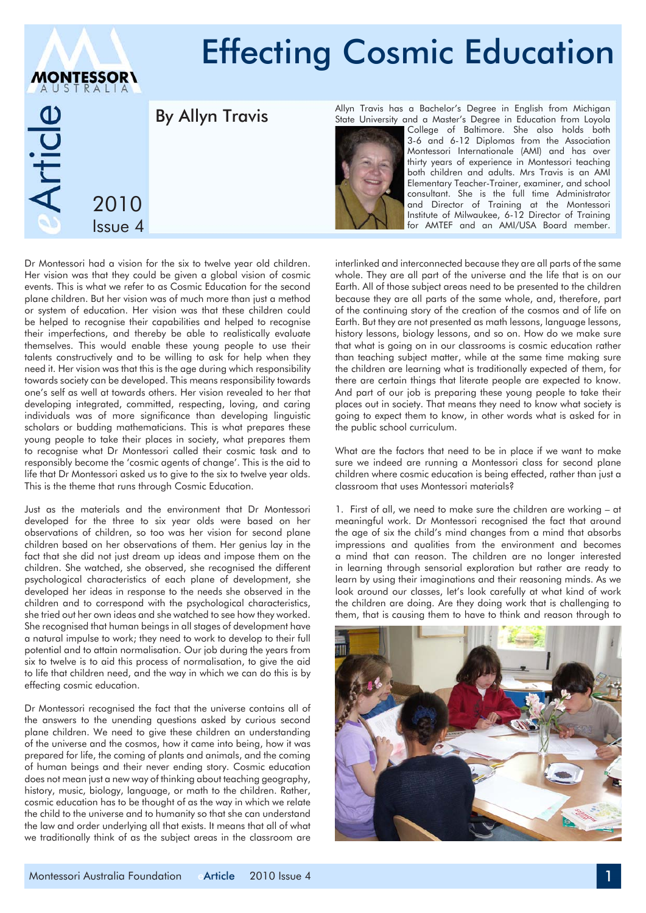# Effecting Cosmic Education

## By Allyn Travis

Allyn Travis has a Bachelor's Degree in English from Michigan State University and a Master's Degree in Education from Loyola College of Baltimore. She also holds both 3-6 and 6-12 Diplomas from the Association Montessori Internationale (AMI) and has over thirty years of experience in Montessori teaching both children and adults. Mrs Travis is an AMI Elementary Teacher-Trainer, examiner, and school consultant. She is the full time Administrator and Director of Training at the Montessori Institute of Milwaukee, 6-12 Director of Training for AMTEF and an AMI/USA Board member.

Dr Montessori had a vision for the six to twelve year old children. Her vision was that they could be given a global vision of cosmic events. This is what we refer to as Cosmic Education for the second plane children. But her vision was of much more than just a method or system of education. Her vision was that these children could be helped to recognise their capabilities and helped to recognise their imperfections, and thereby be able to realistically evaluate themselves. This would enable these young people to use their talents constructively and to be willing to ask for help when they need it. Her vision was that this is the age during which responsibility towards society can be developed. This means responsibility towards one's self as well at towards others. Her vision revealed to her that developing integrated, committed, respecting, loving, and caring individuals was of more significance than developing linguistic scholars or budding mathematicians. This is what prepares these young people to take their places in society, what prepares them to recognise what Dr Montessori called their cosmic task and to responsibly become the 'cosmic agents of change'. This is the aid to life that Dr Montessori asked us to give to the six to twelve year olds. This is the theme that runs through Cosmic Education.

Just as the materials and the environment that Dr Montessori developed for the three to six year olds were based on her observations of children, so too was her vision for second plane children based on her observations of them. Her genius lay in the fact that she did not just dream up ideas and impose them on the children. She watched, she observed, she recognised the different psychological characteristics of each plane of development, she developed her ideas in response to the needs she observed in the children and to correspond with the psychological characteristics, she tried out her own ideas and she watched to see how they worked. She recognised that human beings in all stages of development have a natural impulse to work; they need to work to develop to their full potential and to attain normalisation. Our job during the years from six to twelve is to aid this process of normalisation, to give the aid to life that children need, and the way in which we can do this is by effecting cosmic education.

Dr Montessori recognised the fact that the universe contains all of the answers to the unending questions asked by curious second plane children. We need to give these children an understanding of the universe and the cosmos, how it came into being, how it was prepared for life, the coming of plants and animals, and the coming of human beings and their never ending story. Cosmic education does not mean just a new way of thinking about teaching geography, history, music, biology, language, or math to the children. Rather, cosmic education has to be thought of as the way in which we relate the child to the universe and to humanity so that she can understand the law and order underlying all that exists. It means that all of what we traditionally think of as the subject areas in the classroom are interlinked and interconnected because they are all parts of the same whole. They are all part of the universe and the life that is on our Earth. All of those subject areas need to be presented to the children because they are all parts of the same whole, and, therefore, part of the continuing story of the creation of the cosmos and of life on Earth. But they are not presented as math lessons, language lessons, history lessons, biology lessons, and so on. How do we make sure that what is going on in our classrooms is cosmic education rather than teaching subject matter, while at the same time making sure the children are learning what is traditionally expected of them, for there are certain things that literate people are expected to know. And part of our job is preparing these young people to take their places out in society. That means they need to know what society is going to expect them to know, in other words what is asked for in the public school curriculum.

What are the factors that need to be in place if we want to make sure we indeed are running a Montessori class for second plane children where cosmic education is being effected, rather than just a classroom that uses Montessori materials?

1. First of all, we need to make sure the children are working – at meaningful work. Dr Montessori recognised the fact that around the age of six the child's mind changes from a mind that absorbs impressions and qualities from the environment and becomes a mind that can reason. The children are no longer interested in learning through sensorial exploration but rather are ready to learn by using their imaginations and their reasoning minds. As we look around our classes, let's look carefully at what kind of work the children are doing. Are they doing work that is challenging to them, that is causing them to have to think and reason through to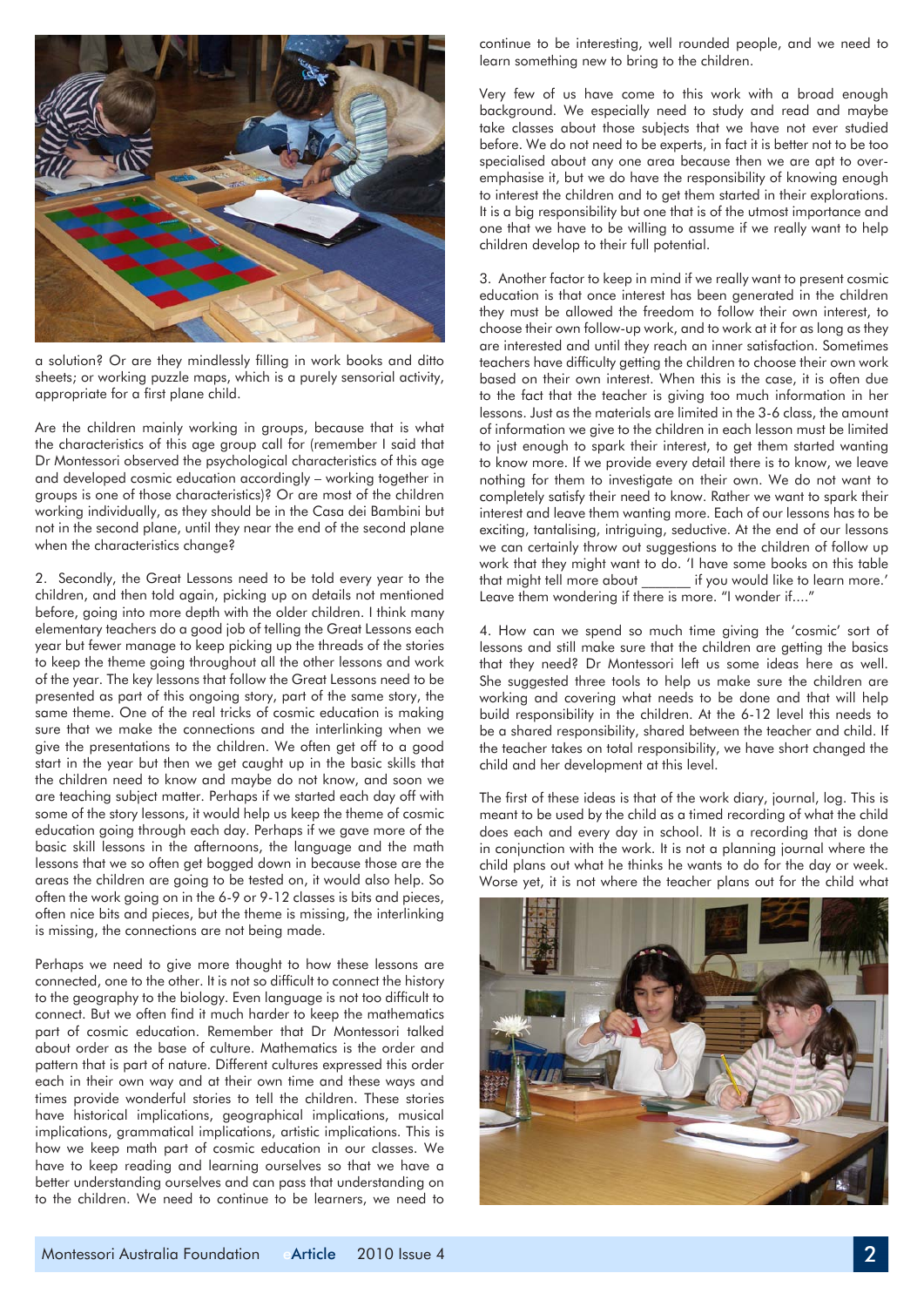a solution? Or are they mindlessly filling in work books and ditto sheets; or working puzzle maps, which is a purely sensorial activity, appropriate for a first plane child.

Are the children mainly working in groups, because that is what the characteristics of this age group call for (remember I said that Dr Montessori observed the psychological characteristics of this age and developed cosmic education accordingly – working together in groups is one of those characteristics)? Or are most of the children working individually, as they should be in the Casa dei Bambini but not in the second plane, until they near the end of the second plane when the characteristics change?

2. Secondly, the Great Lessons need to be told every year to the children, and then told again, picking up on details not mentioned before, going into more depth with the older children. I think many elementary teachers do a good job of telling the Great Lessons each year but fewer manage to keep picking up the threads of the stories to keep the theme going throughout all the other lessons and work of the year. The key lessons that follow the Great Lessons need to be presented as part of this ongoing story, part of the same story, the same theme. One of the real tricks of cosmic education is making sure that we make the connections and the interlinking when we give the presentations to the children. We often get off to a good start in the year but then we get caught up in the basic skills that the children need to know and maybe do not know, and soon we are teaching subject matter. Perhaps if we started each day off with some of the story lessons, it would help us keep the theme of cosmic education going through each day. Perhaps if we gave more of the basic skill lessons in the afternoons, the language and the math lessons that we so often get bogged down in because those are the areas the children are going to be tested on, it would also help. So often the work going on in the 6-9 or 9-12 classes is bits and pieces, often nice bits and pieces, but the theme is missing, the interlinking is missing, the connections are not being made.

Perhaps we need to give more thought to how these lessons are connected, one to the other. It is not so difficult to connect the history to the geography to the biology. Even language is not too difficult to connect. But we often find it much harder to keep the mathematics part of cosmic education. Remember that Dr Montessori talked about order as the base of culture. Mathematics is the order and pattern that is part of nature. Different cultures expressed this order each in their own way and at their own time and these ways and times provide wonderful stories to tell the children. These stories have historical implications, geographical implications, musical implications, grammatical implications, artistic implications. This is how we keep math part of cosmic education in our classes. We have to keep reading and learning ourselves so that we have a better understanding ourselves and can pass that understanding on to the children. We need to continue to be learners, we need to continue to be interesting, well rounded people, and we need to learn something new to bring to the children.

Very few of us have come to this work with a broad enough background. We especially need to study and read and maybe take classes about those subjects that we have not ever studied before. We do not need to be experts, in fact it is better not to be too specialised about any one area because then we are apt to over-emphasise it, but we do have the responsibility of knowing enough to interest the children and to get them started in their explorations. It is a big responsibility but one that is of the utmost importance and one that we have to be willing to assume if we really want to help children develop to their full potential.

3. Another factor to keep in mind if we really want to present cosmic education is that once interest has been generated in the children they must be allowed the freedom to follow their own interest, to choose their own follow-up work, and to work at it for as long as they are interested and until they reach an inner satisfaction. Sometimes teachers have difficulty getting the children to choose their own work based on their own interest. When this is the case, it is often due to the fact that the teacher is giving too much information in her lessons. Just as the materials are limited in the 3-6 class, the amount of information we give to the children in each lesson must be limited to just enough to spark their interest, to get them started wanting to know more. If we provide every detail there is to know, we leave nothing for them to investigate on their own. We do not want to completely satisfy their need to know. Rather we want to spark their interest and leave them wanting more. Each of our lessons has to be exciting, tantalising, intriguing, seductive. At the end of our lessons we can certainly throw out suggestions to the children of follow up work that they might want to do. 'I have some books on this table that might tell more about _______ if you would like to learn more.' Leave them wondering if there is more. "I wonder if...."

4. How can we spend so much time giving the 'cosmic' sort of lessons and still make sure that the children are getting the basics that they need? Dr Montessori left us some ideas here as well. She suggested three tools to help us make sure the children are working and covering what needs to be done and that will help build responsibility in the children. At the 6-12 level this needs to be a shared responsibility, shared between the teacher and child. If the teacher takes on total responsibility, we have short changed the child and her development at this level.

The first of these ideas is that of the work diary, journal, log. This is meant to be used by the child as a timed recording of what the child does each and every day in school. It is a recording that is done in conjunction with the work. It is not a planning journal where the child plans out what he thinks he wants to do for the day or week. Worse yet, it is not where the teacher plans out for the child what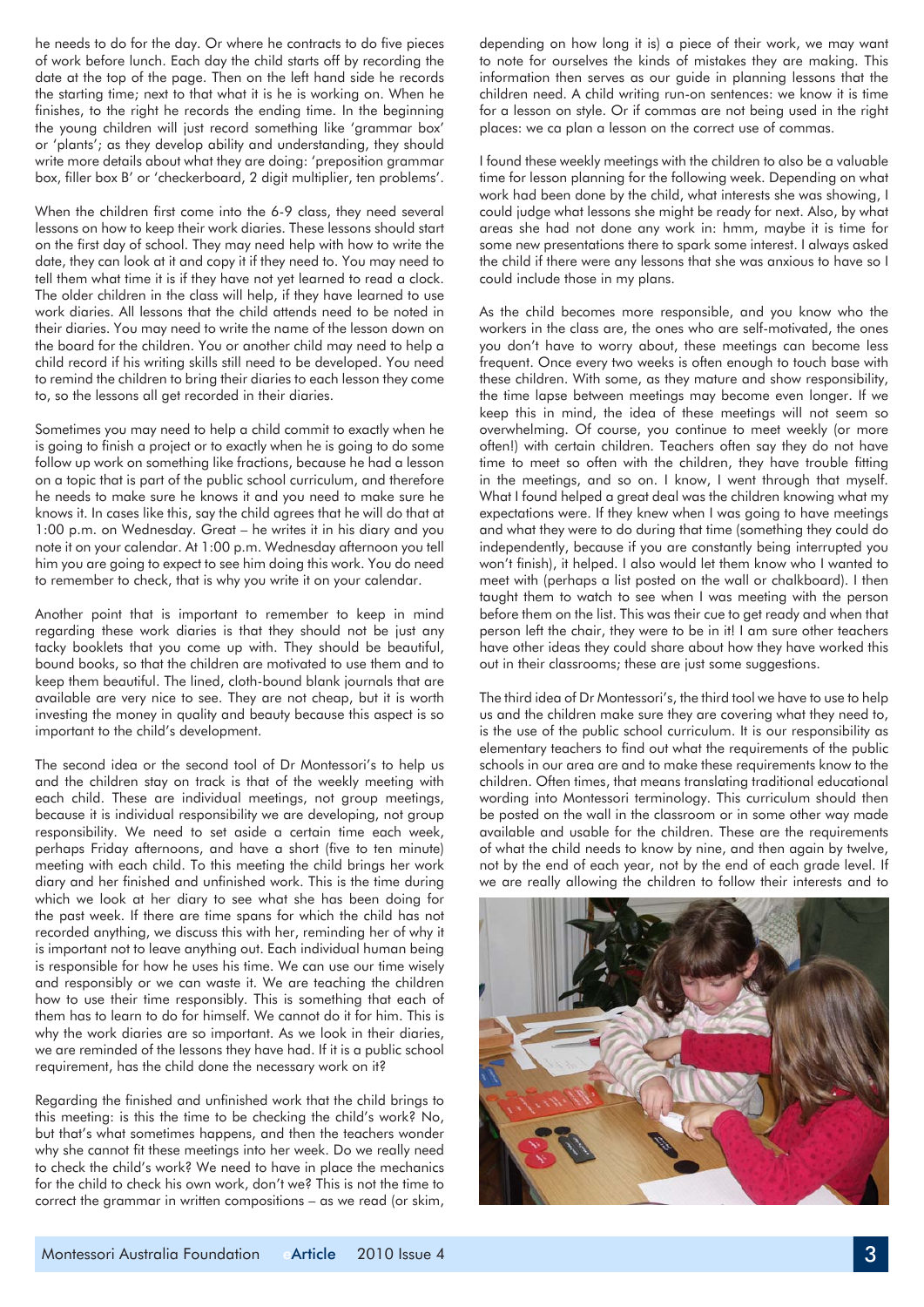he needs to do for the day. Or where he contracts to do five pieces of work before lunch. Each day the child starts off by recording the date at the top of the page. Then on the left hand side he records the starting time; next to that what it is he is working on. When he finishes, to the right he records the ending time. In the beginning the young children will just record something like 'grammar box' or 'plants'; as they develop ability and understanding, they should write more details about what they are doing: 'preposition grammar box, filler box B' or 'checkerboard, 2 digit multiplier, ten problems'.

When the children first come into the 6-9 class, they need several lessons on how to keep their work diaries. These lessons should start on the first day of school. They may need help with how to write the date, they can look at it and copy it if they need to. You may need to tell them what time it is if they have not yet learned to read a clock. The older children in the class will help, if they have learned to use work diaries. All lessons that the child attends need to be noted in their diaries. You may need to write the name of the lesson down on the board for the children. You or another child may need to help a child record if his writing skills still need to be developed. You need to remind the children to bring their diaries to each lesson they come to, so the lessons all get recorded in their diaries.

Sometimes you may need to help a child commit to exactly when he is going to finish a project or to exactly when he is going to do some follow up work on something like fractions, because he had a lesson on a topic that is part of the public school curriculum, and therefore he needs to make sure he knows it and you need to make sure he knows it. In cases like this, say the child agrees that he will do that at 1:00 p.m. on Wednesday. Great – he writes it in his diary and you note it on your calendar. At 1:00 p.m. Wednesday afternoon you tell him you are going to expect to see him doing this work. You do need to remember to check, that is why you write it on your calendar.

Another point that is important to remember to keep in mind regarding these work diaries is that they should not be just any tacky booklets that you come up with. They should be beautiful, bound books, so that the children are motivated to use them and to keep them beautiful. The lined, cloth-bound blank journals that are available are very nice to see. They are not cheap, but it is worth investing the money in quality and beauty because this aspect is so important to the child's development.

The second idea or the second tool of Dr Montessori's to help us and the children stay on track is that of the weekly meeting with each child. These are individual meetings, not group meetings, because it is individual responsibility we are developing, not group responsibility. We need to set aside a certain time each week, perhaps Friday afternoons, and have a short (five to ten minute) meeting with each child. To this meeting the child brings her work diary and her finished and unfinished work. This is the time during which we look at her diary to see what she has been doing for the past week. If there are time spans for which the child has not recorded anything, we discuss this with her, reminding her of why it is important not to leave anything out. Each individual human being is responsible for how he uses his time. We can use our time wisely and responsibly or we can waste it. We are teaching the children how to use their time responsibly. This is something that each of them has to learn to do for himself. We cannot do it for him. This is why the work diaries are so important. As we look in their diaries, we are reminded of the lessons they have had. If it is a public school requirement, has the child done the necessary work on it?

Regarding the finished and unfinished work that the child brings to this meeting: is this the time to be checking the child's work? No, but that's what sometimes happens, and then the teachers wonder why she cannot fit these meetings into her week. Do we really need to check the child's work? We need to have in place the mechanics for the child to check his own work, don't we? This is not the time to correct the grammar in written compositions – as we read (or skim, depending on how long it is) a piece of their work, we may want to note for ourselves the kinds of mistakes they are making. This information then serves as our guide in planning lessons that the children need. A child writing run-on sentences: we know it is time for a lesson on style. Or if commas are not being used in the right places: we ca plan a lesson on the correct use of commas.

I found these weekly meetings with the children to also be a valuable time for lesson planning for the following week. Depending on what work had been done by the child, what interests she was showing, I could judge what lessons she might be ready for next. Also, by what areas she had not done any work in: hmm, maybe it is time for some new presentations there to spark some interest. I always asked the child if there were any lessons that she was anxious to have so I could include those in my plans.

As the child becomes more responsible, and you know who the workers in the class are, the ones who are self-motivated, the ones you don't have to worry about, these meetings can become less frequent. Once every two weeks is often enough to touch base with these children. With some, as they mature and show responsibility, the time lapse between meetings may become even longer. If we keep this in mind, the idea of these meetings will not seem so overwhelming. Of course, you continue to meet weekly (or more often!) with certain children. Teachers often say they do not have time to meet so often with the children, they have trouble fitting in the meetings, and so on. I know, I went through that myself. What I found helped a great deal was the children knowing what my expectations were. If they knew when I was going to have meetings and what they were to do during that time (something they could do independently, because if you are constantly being interrupted you won't finish), it helped. I also would let them know who I wanted to meet with (perhaps a list posted on the wall or chalkboard). I then taught them to watch to see when I was meeting with the person before them on the list. This was their cue to get ready and when that person left the chair, they were to be in it! I am sure other teachers have other ideas they could share about how they have worked this out in their classrooms; these are just some suggestions.

The third idea of Dr Montessori's, the third tool we have to use to help us and the children make sure they are covering what they need to, is the use of the public school curriculum. It is our responsibility as elementary teachers to find out what the requirements of the public schools in our area are and to make these requirements know to the children. Often times, that means translating traditional educational wording into Montessori terminology. This curriculum should then be posted on the wall in the classroom or in some other way made available and usable for the children. These are the requirements of what the child needs to know by nine, and then again by twelve, not by the end of each year, not by the end of each grade level. If we are really allowing the children to follow their interests and to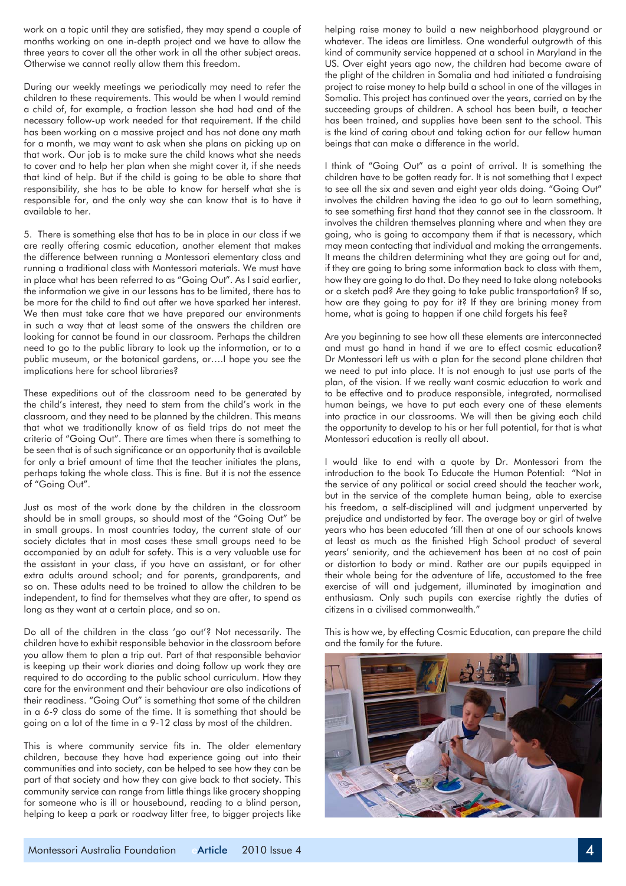work on a topic until they are satisfied, they may spend a couple of months working on one in-depth project and we have to allow the three years to cover all the other work in all the other subject areas. Otherwise we cannot really allow them this freedom.

During our weekly meetings we periodically may need to refer the children to these requirements. This would be when I would remind a child of, for example, a fraction lesson she had had and of the necessary follow-up work needed for that requirement. If the child has been working on a massive project and has not done any math for a month, we may want to ask when she plans on picking up on that work. Our job is to make sure the child knows what she needs to cover and to help her plan when she might cover it, if she needs that kind of help. But if the child is going to be able to share that responsibility, she has to be able to know for herself what she is responsible for, and the only way she can know that is to have it available to her.

5. There is something else that has to be in place in our class if we are really offering cosmic education, another element that makes the difference between running a Montessori elementary class and running a traditional class with Montessori materials. We must have in place what has been referred to as "Going Out". As I said earlier, the information we give in our lessons has to be limited, there has to be more for the child to find out after we have sparked her interest. We then must take care that we have prepared our environments in such a way that at least some of the answers the children are looking for cannot be found in our classroom. Perhaps the children need to go to the public library to look up the information, or to a public museum, or the botanical gardens, or….I hope you see the implications here for school libraries?

These expeditions out of the classroom need to be generated by the child's interest, they need to stem from the child's work in the classroom, and they need to be planned by the children. This means that what we traditionally know of as field trips do not meet the criteria of "Going Out". There are times when there is something to be seen that is of such significance or an opportunity that is available for only a brief amount of time that the teacher initiates the plans, perhaps taking the whole class. This is fine. But it is not the essence of "Going Out".

Just as most of the work done by the children in the classroom should be in small groups, so should most of the "Going Out" be in small groups. In most countries today, the current state of our society dictates that in most cases these small groups need to be accompanied by an adult for safety. This is a very valuable use for the assistant in your class, if you have an assistant, or for other extra adults around school; and for parents, grandparents, and so on. These adults need to be trained to allow the children to be independent, to find for themselves what they are after, to spend as long as they want at a certain place, and so on.

Do all of the children in the class 'go out'? Not necessarily. The children have to exhibit responsible behavior in the classroom before you allow them to plan a trip out. Part of that responsible behavior is keeping up their work diaries and doing follow up work they are required to do according to the public school curriculum. How they care for the environment and their behaviour are also indications of their readiness. "Going Out" is something that some of the children in a 6-9 class do some of the time. It is something that should be going on a lot of the time in a 9-12 class by most of the children.

This is where community service fits in. The older elementary children, because they have had experience going out into their communities and into society, can be helped to see how they can be part of that society and how they can give back to that society. This community service can range from little things like grocery shopping for someone who is ill or housebound, reading to a blind person, helping to keep a park or roadway litter free, to bigger projects like helping raise money to build a new neighborhood playground or whatever. The ideas are limitless. One wonderful outgrowth of this kind of community service happened at a school in Maryland in the US. Over eight years ago now, the children had become aware of the plight of the children in Somalia and had initiated a fundraising project to raise money to help build a school in one of the villages in Somalia. This project has continued over the years, carried on by the succeeding groups of children. A school has been built, a teacher has been trained, and supplies have been sent to the school. This is the kind of caring about and taking action for our fellow human beings that can make a difference in the world.

I think of "Going Out" as a point of arrival. It is something the children have to be gotten ready for. It is not something that I expect to see all the six and seven and eight year olds doing. "Going Out" involves the children having the idea to go out to learn something, to see something first hand that they cannot see in the classroom. It involves the children themselves planning where and when they are going, who is going to accompany them if that is necessary, which may mean contacting that individual and making the arrangements. It means the children determining what they are going out for and, if they are going to bring some information back to class with them, how they are going to do that. Do they need to take along notebooks or a sketch pad? Are they going to take public transportation? If so, how are they going to pay for it? If they are brining money from home, what is going to happen if one child forgets his fee?

Are you beginning to see how all these elements are interconnected and must go hand in hand if we are to effect cosmic education? Dr Montessori left us with a plan for the second plane children that we need to put into place. It is not enough to just use parts of the plan, of the vision. If we really want cosmic education to work and to be effective and to produce responsible, integrated, normalised human beings, we have to put each every one of these elements into practice in our classrooms. We will then be giving each child the opportunity to develop to his or her full potential, for that is what Montessori education is really all about.

I would like to end with a quote by Dr. Montessori from the introduction to the book To Educate the Human Potential: "Not in the service of any political or social creed should the teacher work, but in the service of the complete human being, able to exercise his freedom, a self-disciplined will and judgment unperverted by prejudice and undistorted by fear. The average boy or girl of twelve years who has been educated 'till then at one of our schools knows at least as much as the finished High School product of several years' seniority, and the achievement has been at no cost of pain or distortion to body or mind. Rather are our pupils equipped in their whole being for the adventure of life, accustomed to the free exercise of will and judgement, illuminated by imagination and enthusiasm. Only such pupils can exercise rightly the duties of citizens in a civilised commonwealth."

This is how we, by effecting Cosmic Education, can prepare the child and the family for the future.